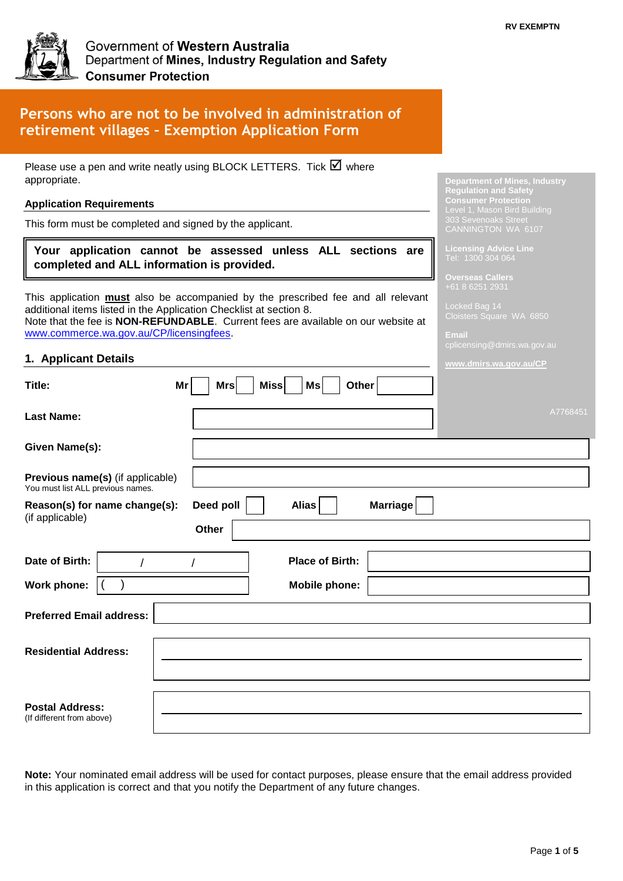RV EXEMPTN

Government of **Western Australia**
Department of **Mines, Industry Regulation and Safety**
**Consumer Protection**

# Persons who are not to be involved in administration of retirement villages – Exemption Application Form

Please use a pen and write neatly using BLOCK LETTERS. Tick ☑ where appropriate.

**Department of Mines, Industry Regulation and Safety**
**Consumer Protection**
Level 1, Mason Bird Building
303 Sevenoaks Street
CANNINGTON WA 6107

**Licensing Advice Line**
Tel: 1300 304 064

**Overseas Callers**
+61 8 6251 2931

Locked Bag 14
Cloisters Square WA 6850

**Email**
cplicensing@dmirs.wa.gov.au

**www.dmirs.wa.gov.au/CP**

A7768451

**Application Requirements**

This form must be completed and signed by the applicant.

> **Your application cannot be assessed unless ALL sections are completed and ALL information is provided.**

This application **must** also be accompanied by the prescribed fee and all relevant additional items listed in the Application Checklist at section 8.
Note that the fee is **NON-REFUNDABLE**. Current fees are available on our website at www.commerce.wa.gov.au/CP/licensingfees.

## 1. Applicant Details

**Title:** Mr ☐ Mrs ☐ Miss ☐ Ms ☐ Other ______

**Last Name:** ______

**Given Name(s):** ______

**Previous name(s)** (if applicable)
You must list ALL previous names. ______

**Reason(s) for name change(s):** (if applicable) **Deed poll** ☐ **Alias** ☐ **Marriage** ☐
**Other** ______

**Date of Birth:** / / **Place of Birth:** ______

**Work phone:** ( ) **Mobile phone:** ______

**Preferred Email address:** ______

**Residential Address:** ______

**Postal Address:**
(If different from above) ______

**Note:** Your nominated email address will be used for contact purposes, please ensure that the email address provided in this application is correct and that you notify the Department of any future changes.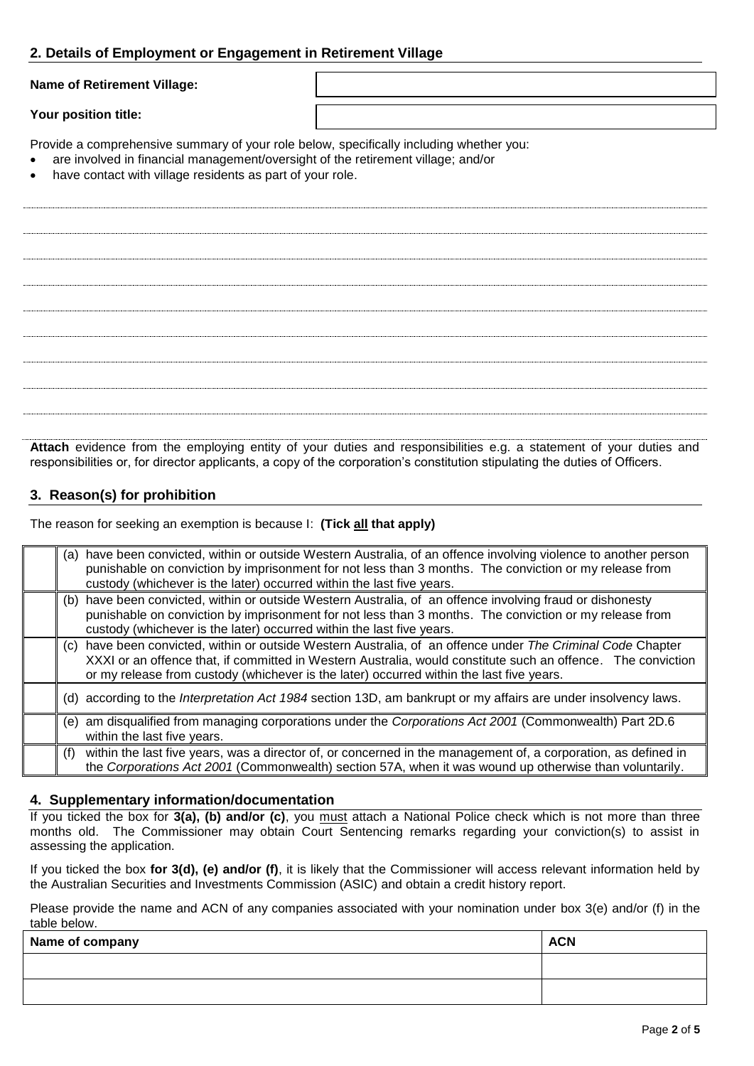## 2. Details of Employment or Engagement in Retirement Village

**Name of Retirement Village:**

**Your position title:**

Provide a comprehensive summary of your role below, specifically including whether you:

- are involved in financial management/oversight of the retirement village; and/or
- have contact with village residents as part of your role.

**Attach** evidence from the employing entity of your duties and responsibilities e.g. a statement of your duties and responsibilities or, for director applicants, a copy of the corporation's constitution stipulating the duties of Officers.

## 3. Reason(s) for prohibition

The reason for seeking an exemption is because I: **(Tick all that apply)**

| | |
|---|---|
| | (a) have been convicted, within or outside Western Australia, of an offence involving violence to another person punishable on conviction by imprisonment for not less than 3 months. The conviction or my release from custody (whichever is the later) occurred within the last five years. |
| | (b) have been convicted, within or outside Western Australia, of an offence involving fraud or dishonesty punishable on conviction by imprisonment for not less than 3 months. The conviction or my release from custody (whichever is the later) occurred within the last five years. |
| | (c) have been convicted, within or outside Western Australia, of an offence under *The Criminal Code* Chapter XXXI or an offence that, if committed in Western Australia, would constitute such an offence. The conviction or my release from custody (whichever is the later) occurred within the last five years. |
| | (d) according to the *Interpretation Act 1984* section 13D, am bankrupt or my affairs are under insolvency laws. |
| | (e) am disqualified from managing corporations under the *Corporations Act 2001* (Commonwealth) Part 2D.6 within the last five years. |
| | (f) within the last five years, was a director of, or concerned in the management of, a corporation, as defined in the *Corporations Act 2001* (Commonwealth) section 57A, when it was wound up otherwise than voluntarily. |

## 4. Supplementary information/documentation

If you ticked the box for **3(a), (b) and/or (c)**, you must attach a National Police check which is not more than three months old. The Commissioner may obtain Court Sentencing remarks regarding your conviction(s) to assist in assessing the application.

If you ticked the box **for 3(d), (e) and/or (f)**, it is likely that the Commissioner will access relevant information held by the Australian Securities and Investments Commission (ASIC) and obtain a credit history report.

Please provide the name and ACN of any companies associated with your nomination under box 3(e) and/or (f) in the table below.

| Name of company | ACN |
|---|---|
| | |
| | |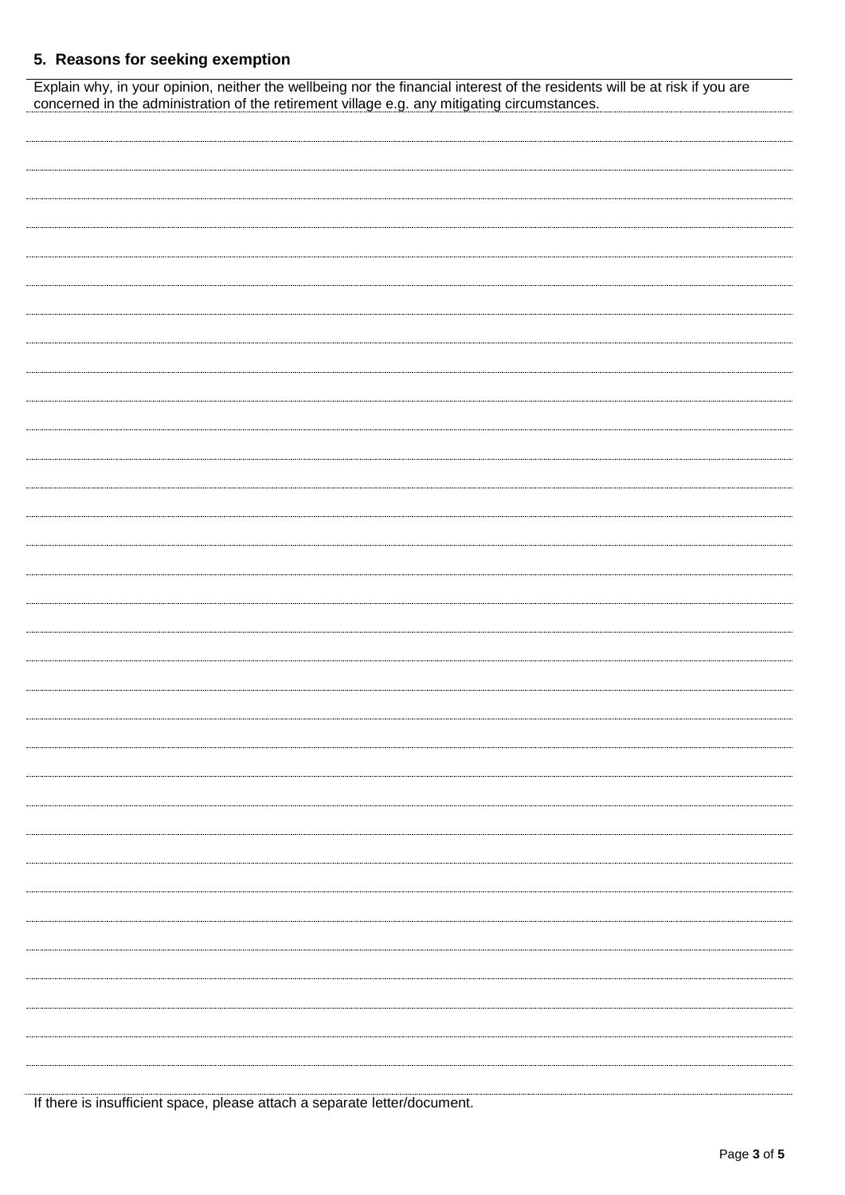## 5. Reasons for seeking exemption

Explain why, in your opinion, neither the wellbeing nor the financial interest of the residents will be at risk if you are concerned in the administration of the retirement village e.g. any mitigating circumstances.

If there is insufficient space, please attach a separate letter/document.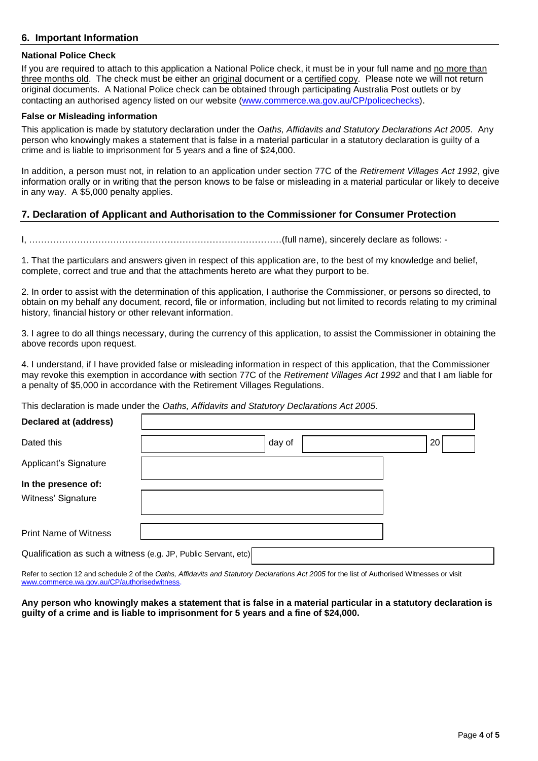## 6. Important Information

### National Police Check

If you are required to attach to this application a National Police check, it must be in your full name and no more than three months old. The check must be either an original document or a certified copy. Please note we will not return original documents. A National Police check can be obtained through participating Australia Post outlets or by contacting an authorised agency listed on our website (www.commerce.wa.gov.au/CP/policechecks).

### False or Misleading information

This application is made by statutory declaration under the *Oaths, Affidavits and Statutory Declarations Act 2005*. Any person who knowingly makes a statement that is false in a material particular in a statutory declaration is guilty of a crime and is liable to imprisonment for 5 years and a fine of $24,000.

In addition, a person must not, in relation to an application under section 77C of the *Retirement Villages Act 1992*, give information orally or in writing that the person knows to be false or misleading in a material particular or likely to deceive in any way. A $5,000 penalty applies.

## 7. Declaration of Applicant and Authorisation to the Commissioner for Consumer Protection

I, …………………………………………………………………………(full name), sincerely declare as follows: -

1. That the particulars and answers given in respect of this application are, to the best of my knowledge and belief, complete, correct and true and that the attachments hereto are what they purport to be.

2. In order to assist with the determination of this application, I authorise the Commissioner, or persons so directed, to obtain on my behalf any document, record, file or information, including but not limited to records relating to my criminal history, financial history or other relevant information.

3. I agree to do all things necessary, during the currency of this application, to assist the Commissioner in obtaining the above records upon request.

4. I understand, if I have provided false or misleading information in respect of this application, that the Commissioner may revoke this exemption in accordance with section 77C of the *Retirement Villages Act 1992* and that I am liable for a penalty of $5,000 in accordance with the Retirement Villages Regulations.

This declaration is made under the *Oaths, Affidavits and Statutory Declarations Act 2005*.

| | |
|---|---|
| **Declared at (address)** | |
| Dated this | ____ day of ____ 20__ |
| Applicant's Signature | |
| **In the presence of:** | |
| Witness' Signature | |
| Print Name of Witness | |
| Qualification as such a witness (e.g. JP, Public Servant, etc) | |

Refer to section 12 and schedule 2 of the *Oaths, Affidavits and Statutory Declarations Act 2005* for the list of Authorised Witnesses or visit www.commerce.wa.gov.au/CP/authorisedwitness.

**Any person who knowingly makes a statement that is false in a material particular in a statutory declaration is guilty of a crime and is liable to imprisonment for 5 years and a fine of $24,000.**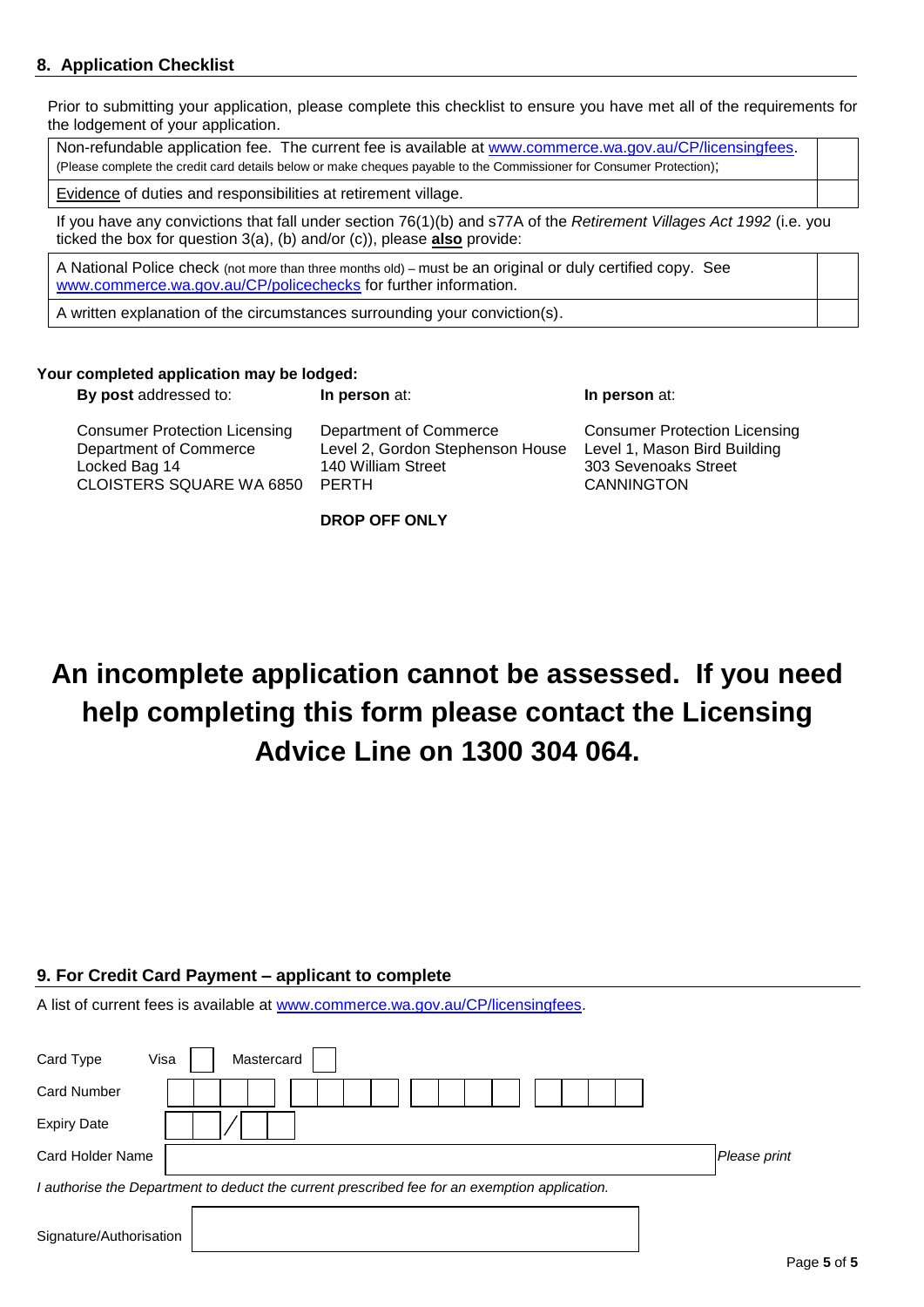## 8. Application Checklist

Prior to submitting your application, please complete this checklist to ensure you have met all of the requirements for the lodgement of your application.

| | |
|---|---|
| Non-refundable application fee. The current fee is available at www.commerce.wa.gov.au/CP/licensingfees. (Please complete the credit card details below or make cheques payable to the Commissioner for Consumer Protection); | |
| Evidence of duties and responsibilities at retirement village. | |

If you have any convictions that fall under section 76(1)(b) and s77A of the *Retirement Villages Act 1992* (i.e. you ticked the box for question 3(a), (b) and/or (c)), please **also** provide:

| | |
|---|---|
| A National Police check (not more than three months old) – must be an original or duly certified copy. See www.commerce.wa.gov.au/CP/policechecks for further information. | |
| A written explanation of the circumstances surrounding your conviction(s). | |

**Your completed application may be lodged:**

**By post** addressed to:

Consumer Protection Licensing
Department of Commerce
Locked Bag 14
CLOISTERS SQUARE WA 6850

**In person** at:

Department of Commerce
Level 2, Gordon Stephenson House
140 William Street
PERTH

**DROP OFF ONLY**

**In person** at:

Consumer Protection Licensing
Level 1, Mason Bird Building
303 Sevenoaks Street
CANNINGTON

# An incomplete application cannot be assessed. If you need help completing this form please contact the Licensing Advice Line on 1300 304 064.

## 9. For Credit Card Payment – applicant to complete

A list of current fees is available at www.commerce.wa.gov.au/CP/licensingfees.

Card Type Visa ☐ Mastercard ☐

Card Number

Expiry Date /

Card Holder Name *Please print*

*I authorise the Department to deduct the current prescribed fee for an exemption application.*

Signature/Authorisation